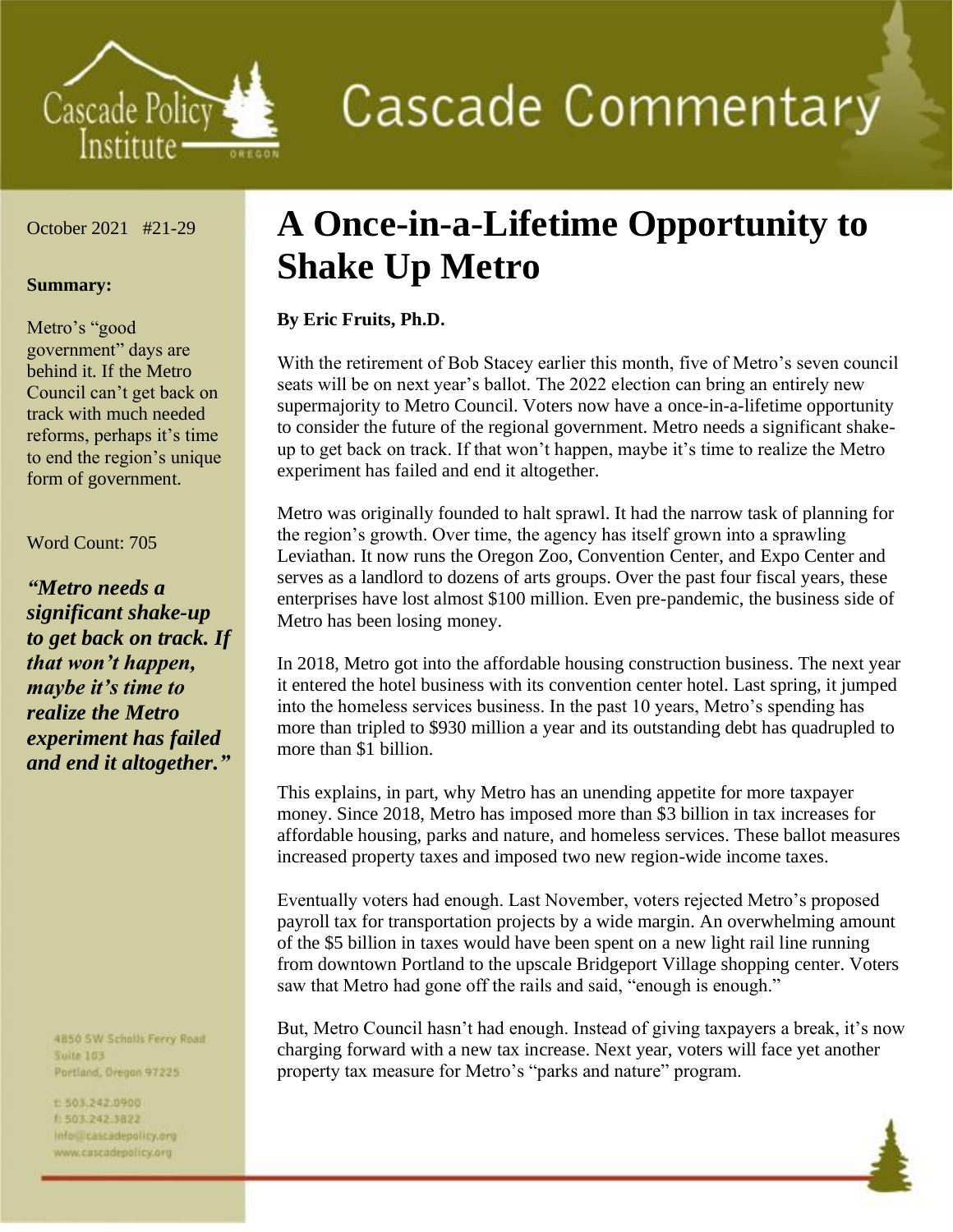Cascade Policy Institute

# Cascade Commentary

October 2021 #21-29

**Summary:**

Metro's "good government" days are behind it. If the Metro Council can't get back on track with much needed reforms, perhaps it's time to end the region's unique form of government.

Word Count: 705

***"Metro needs a significant shake-up to get back on track. If that won't happen, maybe it's time to realize the Metro experiment has failed and end it altogether."***

4850 SW Scholls Ferry Road
Suite 103
Portland, Oregon 97225

t: 503.242.0900
f: 503.242.3822
info@cascadepolicy.org
www.cascadepolicy.org

# A Once-in-a-Lifetime Opportunity to Shake Up Metro

**By Eric Fruits, Ph.D.**

With the retirement of Bob Stacey earlier this month, five of Metro's seven council seats will be on next year's ballot. The 2022 election can bring an entirely new supermajority to Metro Council. Voters now have a once-in-a-lifetime opportunity to consider the future of the regional government. Metro needs a significant shake-up to get back on track. If that won't happen, maybe it's time to realize the Metro experiment has failed and end it altogether.

Metro was originally founded to halt sprawl. It had the narrow task of planning for the region's growth. Over time, the agency has itself grown into a sprawling Leviathan. It now runs the Oregon Zoo, Convention Center, and Expo Center and serves as a landlord to dozens of arts groups. Over the past four fiscal years, these enterprises have lost almost $100 million. Even pre-pandemic, the business side of Metro has been losing money.

In 2018, Metro got into the affordable housing construction business. The next year it entered the hotel business with its convention center hotel. Last spring, it jumped into the homeless services business. In the past 10 years, Metro's spending has more than tripled to $930 million a year and its outstanding debt has quadrupled to more than $1 billion.

This explains, in part, why Metro has an unending appetite for more taxpayer money. Since 2018, Metro has imposed more than $3 billion in tax increases for affordable housing, parks and nature, and homeless services. These ballot measures increased property taxes and imposed two new region-wide income taxes.

Eventually voters had enough. Last November, voters rejected Metro's proposed payroll tax for transportation projects by a wide margin. An overwhelming amount of the $5 billion in taxes would have been spent on a new light rail line running from downtown Portland to the upscale Bridgeport Village shopping center. Voters saw that Metro had gone off the rails and said, "enough is enough."

But, Metro Council hasn't had enough. Instead of giving taxpayers a break, it's now charging forward with a new tax increase. Next year, voters will face yet another property tax measure for Metro's "parks and nature" program.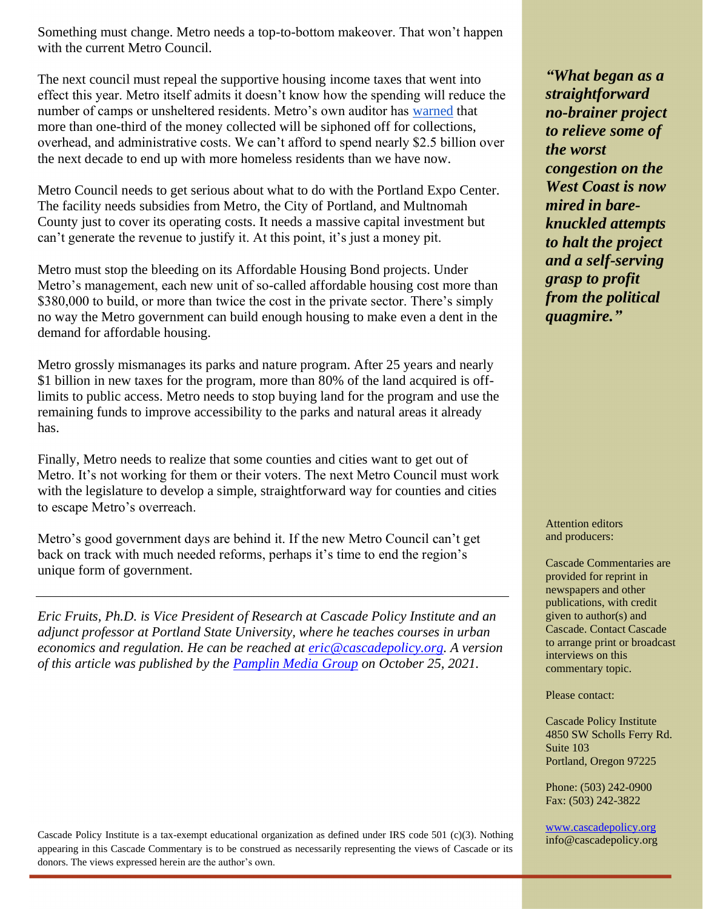Something must change. Metro needs a top-to-bottom makeover. That won't happen with the current Metro Council.

The next council must repeal the supportive housing income taxes that went into effect this year. Metro itself admits it doesn't know how the spending will reduce the number of camps or unsheltered residents. Metro's own auditor has warned that more than one-third of the money collected will be siphoned off for collections, overhead, and administrative costs. We can't afford to spend nearly $2.5 billion over the next decade to end up with more homeless residents than we have now.

Metro Council needs to get serious about what to do with the Portland Expo Center. The facility needs subsidies from Metro, the City of Portland, and Multnomah County just to cover its operating costs. It needs a massive capital investment but can't generate the revenue to justify it. At this point, it's just a money pit.

Metro must stop the bleeding on its Affordable Housing Bond projects. Under Metro's management, each new unit of so-called affordable housing cost more than $380,000 to build, or more than twice the cost in the private sector. There's simply no way the Metro government can build enough housing to make even a dent in the demand for affordable housing.

Metro grossly mismanages its parks and nature program. After 25 years and nearly $1 billion in new taxes for the program, more than 80% of the land acquired is off-limits to public access. Metro needs to stop buying land for the program and use the remaining funds to improve accessibility to the parks and natural areas it already has.

Finally, Metro needs to realize that some counties and cities want to get out of Metro. It's not working for them or their voters. The next Metro Council must work with the legislature to develop a simple, straightforward way for counties and cities to escape Metro's overreach.

Metro's good government days are behind it. If the new Metro Council can't get back on track with much needed reforms, perhaps it's time to end the region's unique form of government.

***"What began as a straightforward no-brainer project to relieve some of the worst congestion on the West Coast is now mired in bare-knuckled attempts to halt the project and a self-serving grasp to profit from the political quagmire."***

---

*Eric Fruits, Ph.D. is Vice President of Research at Cascade Policy Institute and an adjunct professor at Portland State University, where he teaches courses in urban economics and regulation. He can be reached at eric@cascadepolicy.org. A version of this article was published by the Pamplin Media Group on October 25, 2021.*

Attention editors and producers:

Cascade Commentaries are provided for reprint in newspapers and other publications, with credit given to author(s) and Cascade. Contact Cascade to arrange print or broadcast interviews on this commentary topic.

Please contact:

Cascade Policy Institute
4850 SW Scholls Ferry Rd.
Suite 103
Portland, Oregon 97225

Phone: (503) 242-0900
Fax: (503) 242-3822

www.cascadepolicy.org
info@cascadepolicy.org

Cascade Policy Institute is a tax-exempt educational organization as defined under IRS code 501 (c)(3). Nothing appearing in this Cascade Commentary is to be construed as necessarily representing the views of Cascade or its donors. The views expressed herein are the author's own.